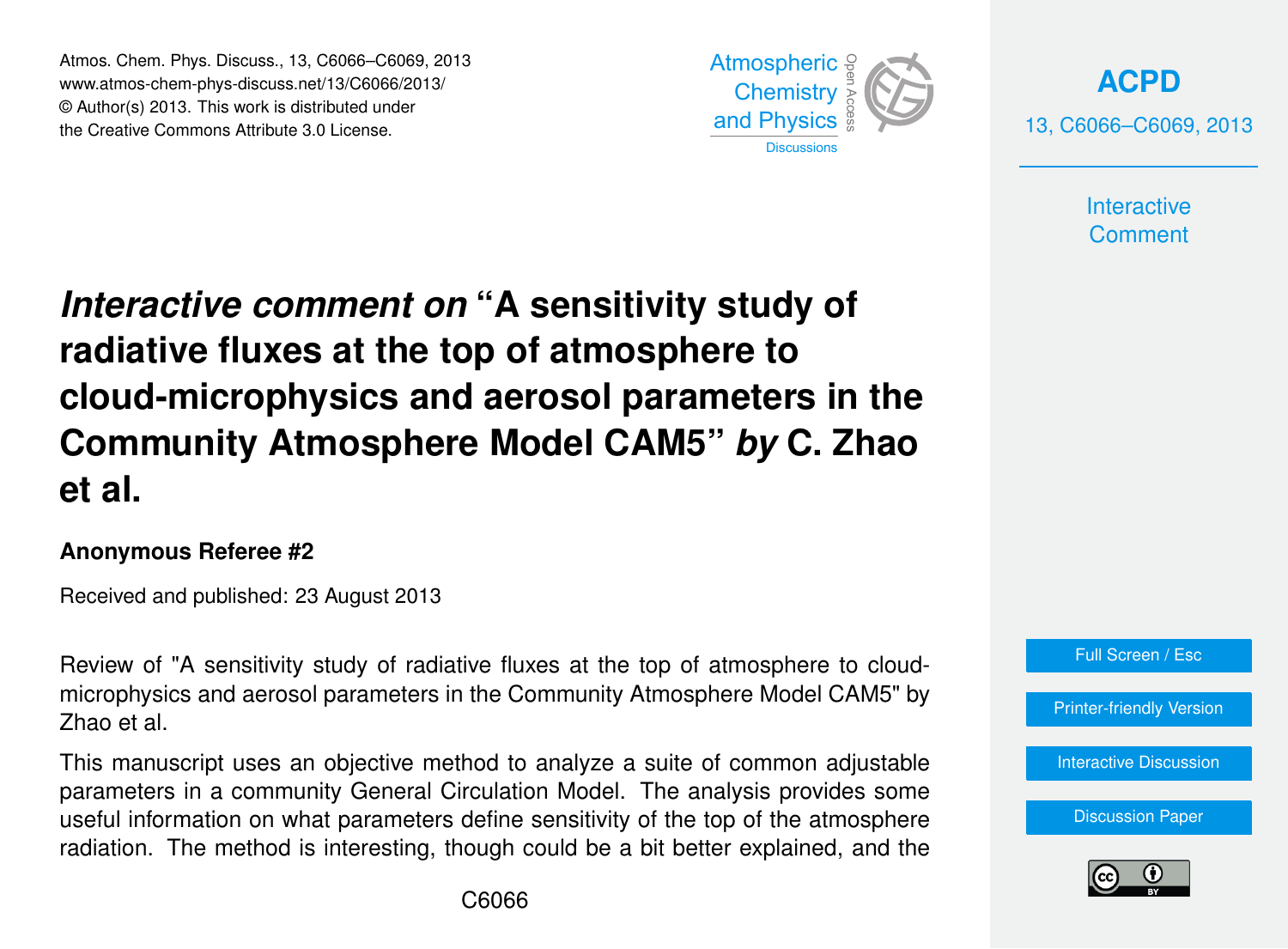# *Interactive comment on* "A sensitivity study of radiative fluxes at the top of atmosphere to cloud-microphysics and aerosol parameters in the Community Atmosphere Model CAM5" *by* C. Zhao et al.

**Anonymous Referee #2**

Received and published: 23 August 2013

Review of "A sensitivity study of radiative fluxes at the top of atmosphere to cloud-microphysics and aerosol parameters in the Community Atmosphere Model CAM5" by Zhao et al.

This manuscript uses an objective method to analyze a suite of common adjustable parameters in a community General Circulation Model. The analysis provides some useful information on what parameters define sensitivity of the top of the atmosphere radiation. The method is interesting, though could be a bit better explained, and the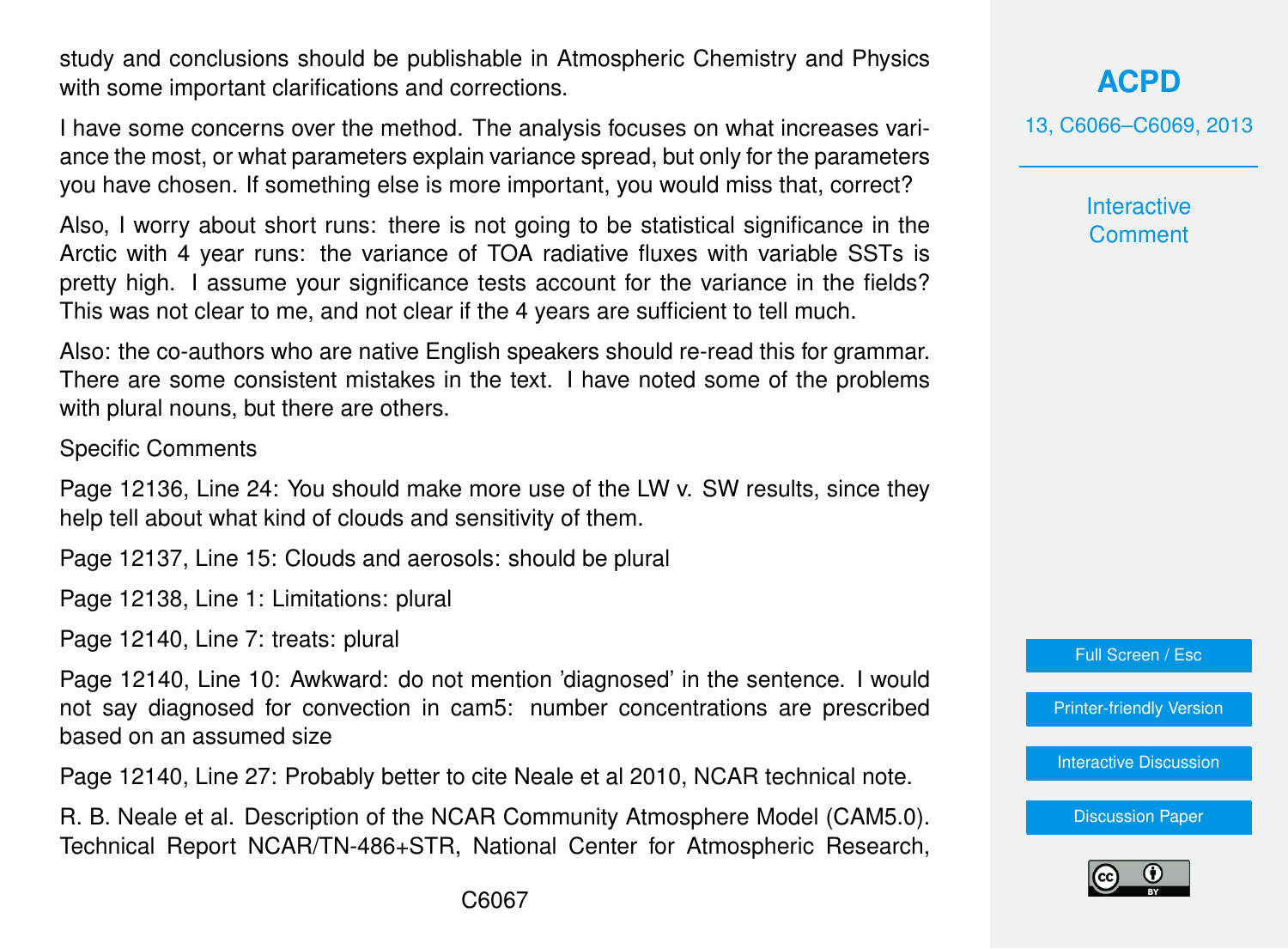study and conclusions should be publishable in Atmospheric Chemistry and Physics with some important clarifications and corrections.

I have some concerns over the method. The analysis focuses on what increases variance the most, or what parameters explain variance spread, but only for the parameters you have chosen. If something else is more important, you would miss that, correct?

Also, I worry about short runs: there is not going to be statistical significance in the Arctic with 4 year runs: the variance of TOA radiative fluxes with variable SSTs is pretty high. I assume your significance tests account for the variance in the fields? This was not clear to me, and not clear if the 4 years are sufficient to tell much.

Also: the co-authors who are native English speakers should re-read this for grammar. There are some consistent mistakes in the text. I have noted some of the problems with plural nouns, but there are others.

Specific Comments

Page 12136, Line 24: You should make more use of the LW v. SW results, since they help tell about what kind of clouds and sensitivity of them.

Page 12137, Line 15: Clouds and aerosols: should be plural

Page 12138, Line 1: Limitations: plural

Page 12140, Line 7: treats: plural

Page 12140, Line 10: Awkward: do not mention 'diagnosed' in the sentence. I would not say diagnosed for convection in cam5: number concentrations are prescribed based on an assumed size

Page 12140, Line 27: Probably better to cite Neale et al 2010, NCAR technical note.

R. B. Neale et al. Description of the NCAR Community Atmosphere Model (CAM5.0). Technical Report NCAR/TN-486+STR, National Center for Atmospheric Research,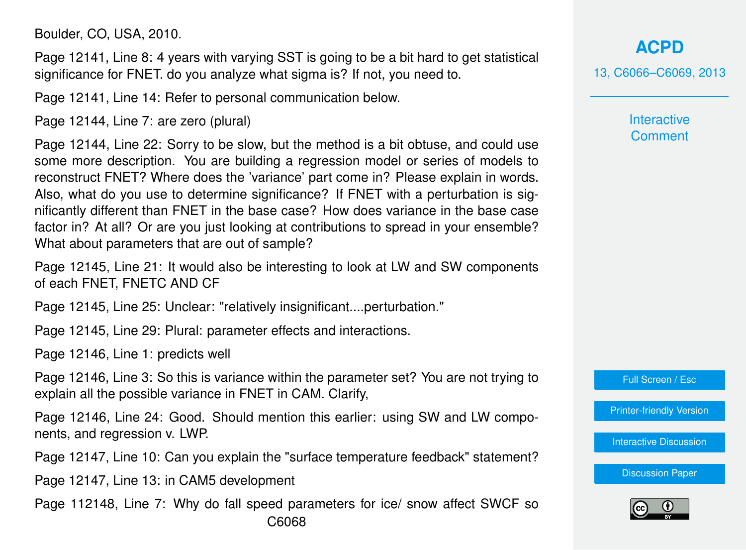Boulder, CO, USA, 2010.

Page 12141, Line 8: 4 years with varying SST is going to be a bit hard to get statistical significance for FNET. do you analyze what sigma is? If not, you need to.

Page 12141, Line 14: Refer to personal communication below.

Page 12144, Line 7: are zero (plural)

Page 12144, Line 22: Sorry to be slow, but the method is a bit obtuse, and could use some more description. You are building a regression model or series of models to reconstruct FNET? Where does the 'variance' part come in? Please explain in words. Also, what do you use to determine significance? If FNET with a perturbation is significantly different than FNET in the base case? How does variance in the base case factor in? At all? Or are you just looking at contributions to spread in your ensemble? What about parameters that are out of sample?

Page 12145, Line 21: It would also be interesting to look at LW and SW components of each FNET, FNETC AND CF

Page 12145, Line 25: Unclear: "relatively insignificant....perturbation."

Page 12145, Line 29: Plural: parameter effects and interactions.

Page 12146, Line 1: predicts well

Page 12146, Line 3: So this is variance within the parameter set? You are not trying to explain all the possible variance in FNET in CAM. Clarify,

Page 12146, Line 24: Good. Should mention this earlier: using SW and LW components, and regression v. LWP.

Page 12147, Line 10: Can you explain the "surface temperature feedback" statement?

Page 12147, Line 13: in CAM5 development

Page 112148, Line 7: Why do fall speed parameters for ice/ snow affect SWCF so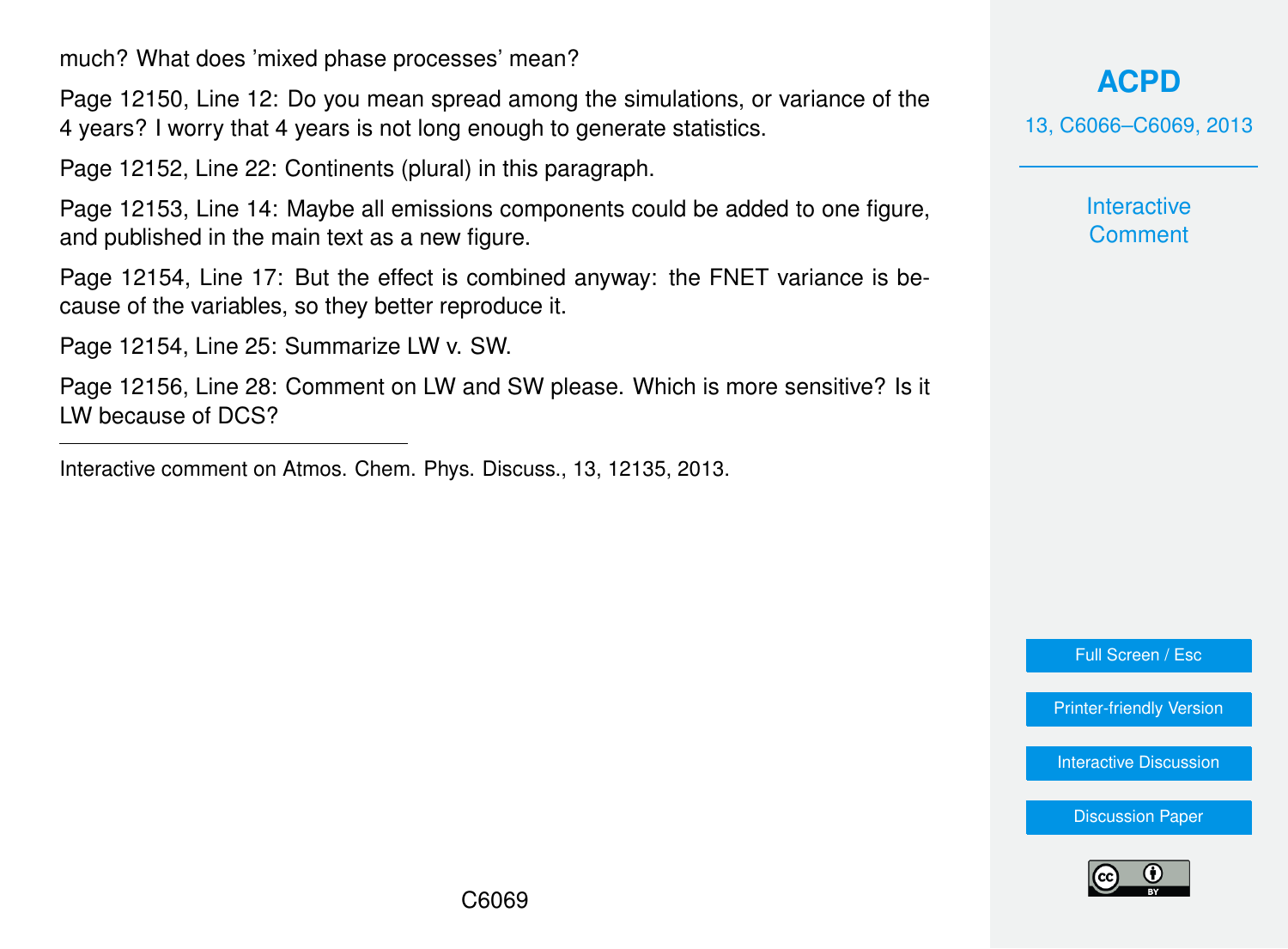much? What does 'mixed phase processes' mean?

Page 12150, Line 12: Do you mean spread among the simulations, or variance of the 4 years? I worry that 4 years is not long enough to generate statistics.

Page 12152, Line 22: Continents (plural) in this paragraph.

Page 12153, Line 14: Maybe all emissions components could be added to one figure, and published in the main text as a new figure.

Page 12154, Line 17: But the effect is combined anyway: the FNET variance is because of the variables, so they better reproduce it.

Page 12154, Line 25: Summarize LW v. SW.

Page 12156, Line 28: Comment on LW and SW please. Which is more sensitive? Is it LW because of DCS?

---

Interactive comment on Atmos. Chem. Phys. Discuss., 13, 12135, 2013.